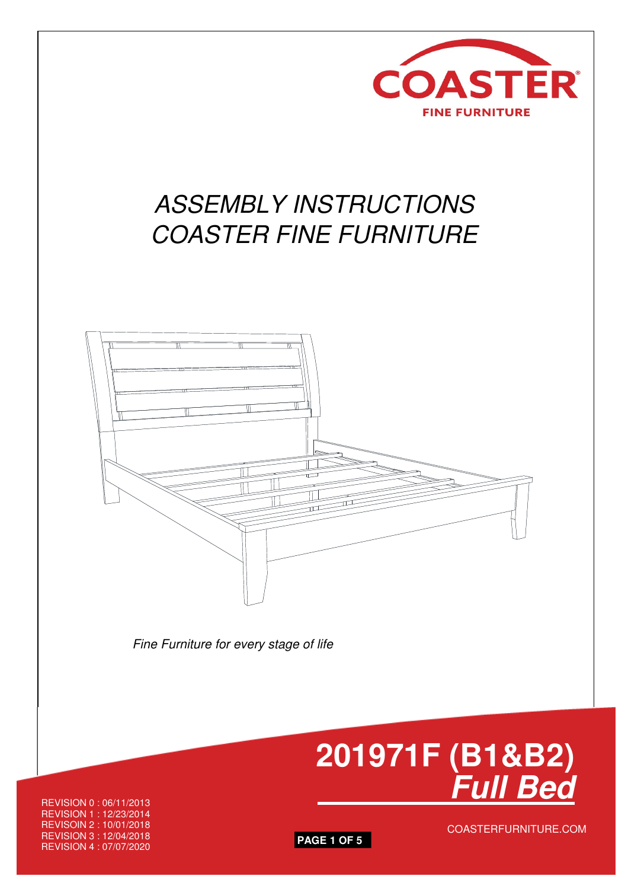COASTER
FINE FURNITURE

# *ASSEMBLY INSTRUCTIONS*
# *COASTER FINE FURNITURE*

*Fine Furniture for every stage of life*

# 201971F (B1&B2)
## ***Full Bed***

REVISION 0 : 06/11/2013
REVISION 1 : 12/23/2014
REVISOIN 2 : 10/01/2018
REVISION 3 : 12/04/2018
REVISION 4 : 07/07/2020

COASTERFURNITURE.COM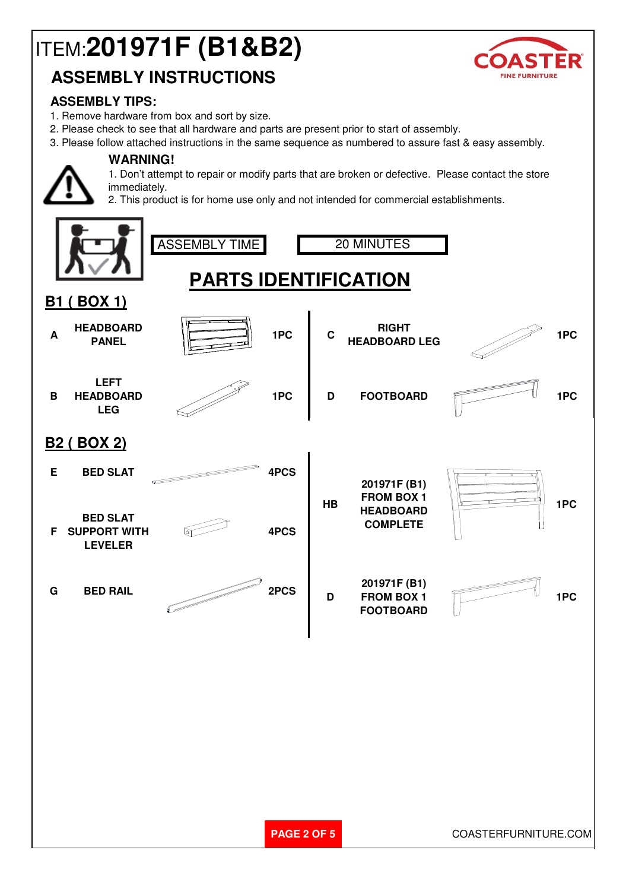# ITEM:201971F (B1&B2)

## ASSEMBLY INSTRUCTIONS

COASTER FINE FURNITURE

### ASSEMBLY TIPS:

1. Remove hardware from box and sort by size.
2. Please check to see that all hardware and parts are present prior to start of assembly.
3. Please follow attached instructions in the same sequence as numbered to assure fast & easy assembly.

### WARNING!

1. Don't attempt to repair or modify parts that are broken or defective. Please contact the store immediately.
2. This product is for home use only and not intended for commercial establishments.

| ASSEMBLY TIME | 20 MINUTES |
|---|---|

## PARTS IDENTIFICATION

### B1 ( BOX 1)

| | Part | Qty |
|---|---|---|
| A | HEADBOARD PANEL | 1PC |
| B | LEFT HEADBOARD LEG | 1PC |
| C | RIGHT HEADBOARD LEG | 1PC |
| D | FOOTBOARD | 1PC |

### B2 ( BOX 2)

| | Part | Qty |
|---|---|---|
| E | BED SLAT | 4PCS |
| F | BED SLAT SUPPORT WITH LEVELER | 4PCS |
| G | BED RAIL | 2PCS |
| HB | 201971F (B1) FROM BOX 1 HEADBOARD COMPLETE | 1PC |
| D | 201971F (B1) FROM BOX 1 FOOTBOARD | 1PC |

COASTERFURNITURE.COM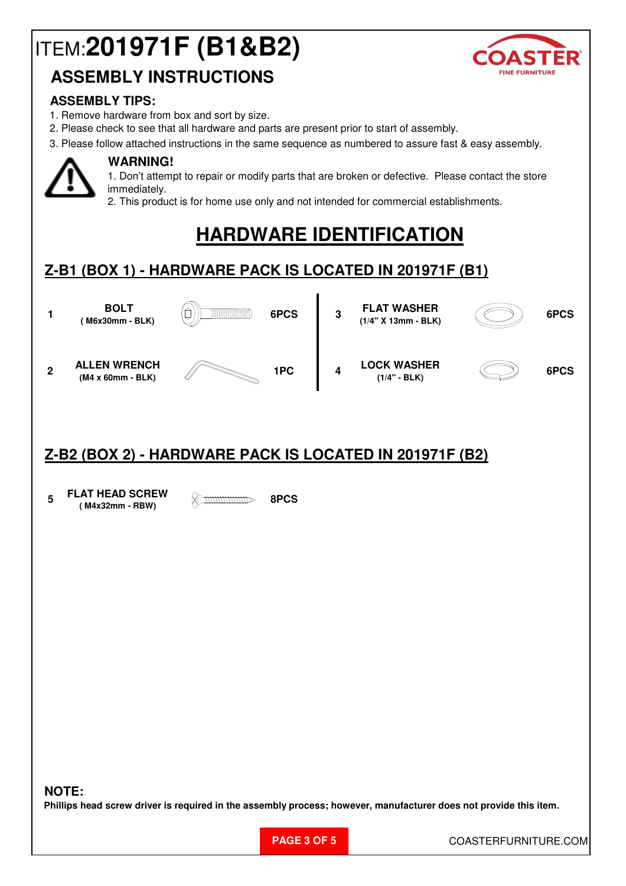# ITEM:**201971F (B1&B2)**

## ASSEMBLY INSTRUCTIONS

COASTER
FINE FURNITURE

### ASSEMBLY TIPS:

1. Remove hardware from box and sort by size.
2. Please check to see that all hardware and parts are present prior to start of assembly.
3. Please follow attached instructions in the same sequence as numbered to assure fast & easy assembly.

### WARNING!

1. Don't attempt to repair or modify parts that are broken or defective. Please contact the store immediately.
2. This product is for home use only and not intended for commercial establishments.

## HARDWARE IDENTIFICATION

### Z-B1 (BOX 1) - HARDWARE PACK IS LOCATED IN 201971F (B1)

| No. | Part | Qty | No. | Part | Qty |
|---|---|---|---|---|---|
| 1 | **BOLT** ( M6x30mm - BLK) | 6PCS | 3 | **FLAT WASHER** (1/4" X 13mm - BLK) | 6PCS |
| 2 | **ALLEN WRENCH** (M4 x 60mm - BLK) | 1PC | 4 | **LOCK WASHER** (1/4" - BLK) | 6PCS |

### Z-B2 (BOX 2) - HARDWARE PACK IS LOCATED IN 201971F (B2)

| No. | Part | Qty |
|---|---|---|
| 5 | **FLAT HEAD SCREW** ( M4x32mm - RBW) | 8PCS |

### NOTE:

**Phillips head screw driver is required in the assembly process; however, manufacturer does not provide this item.**

COASTERFURNITURE.COM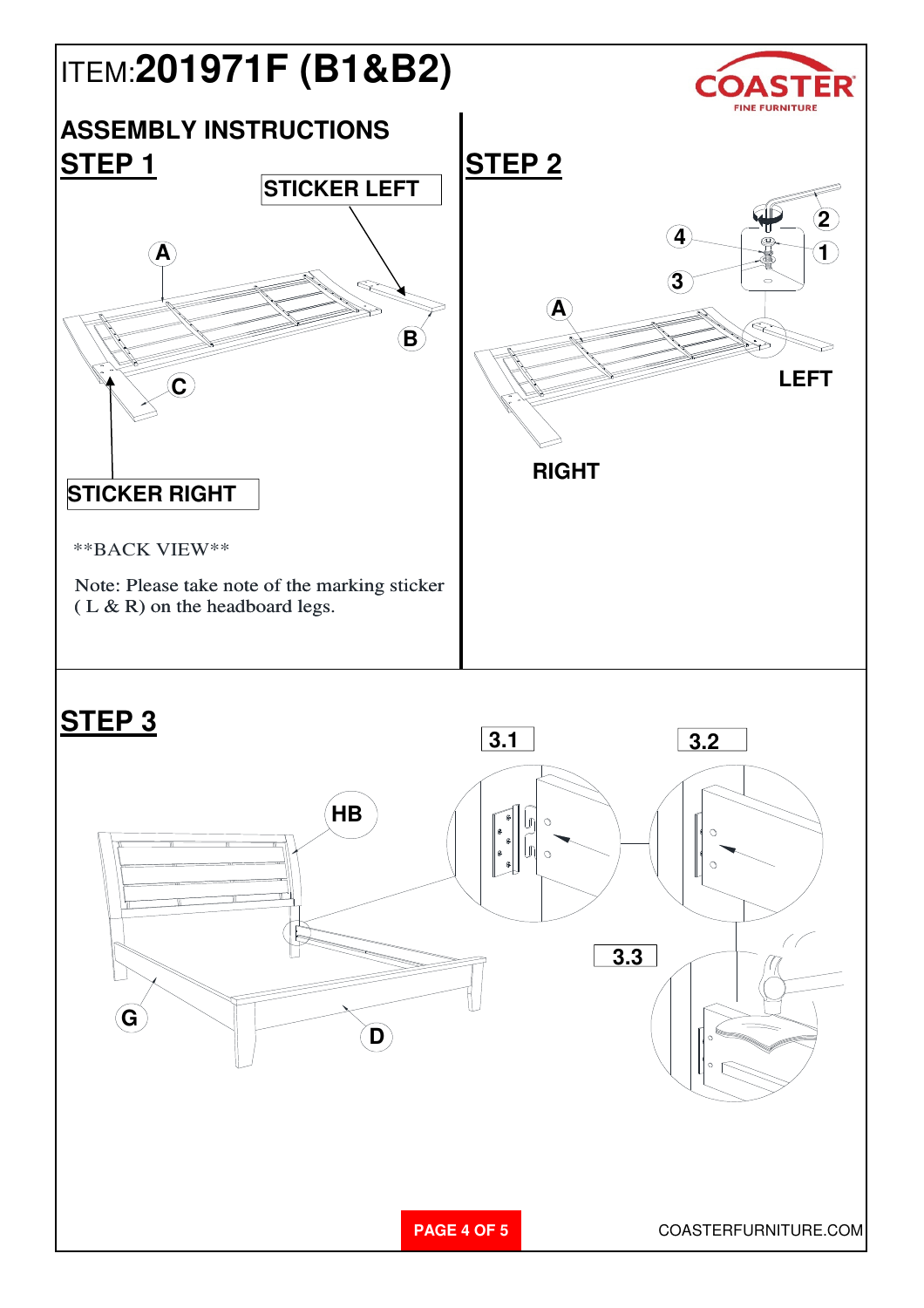# ITEM:201971F (B1&B2)

COASTER FINE FURNITURE

## ASSEMBLY INSTRUCTIONS

## STEP 1

STICKER LEFT

A

B

C

STICKER RIGHT

**BACK VIEW**

Note: Please take note of the marking sticker ( L & R) on the headboard legs.

## STEP 2

2

4

1

3

A

LEFT

RIGHT

## STEP 3

3.1

3.2

HB

3.3

G

D

COASTERFURNITURE.COM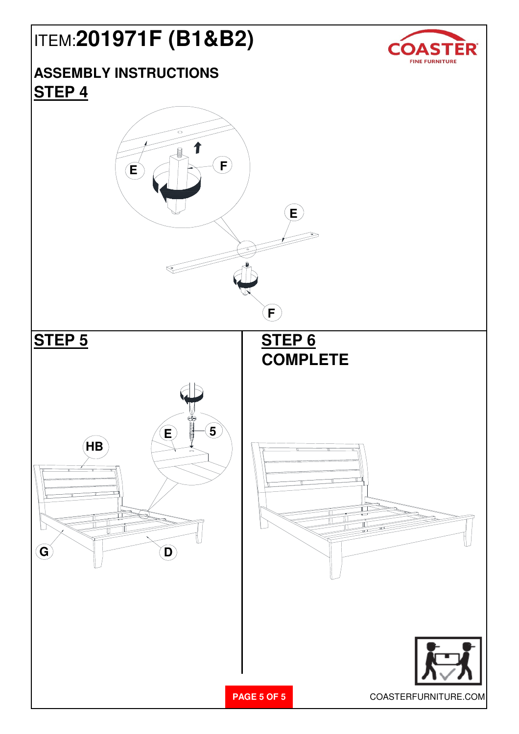# ITEM:201971F (B1&B2)

COASTER FINE FURNITURE

## ASSEMBLY INSTRUCTIONS

## STEP 4

E

F

E

F

## STEP 5

HB

E

5

G

D

## STEP 6

## COMPLETE

COASTERFURNITURE.COM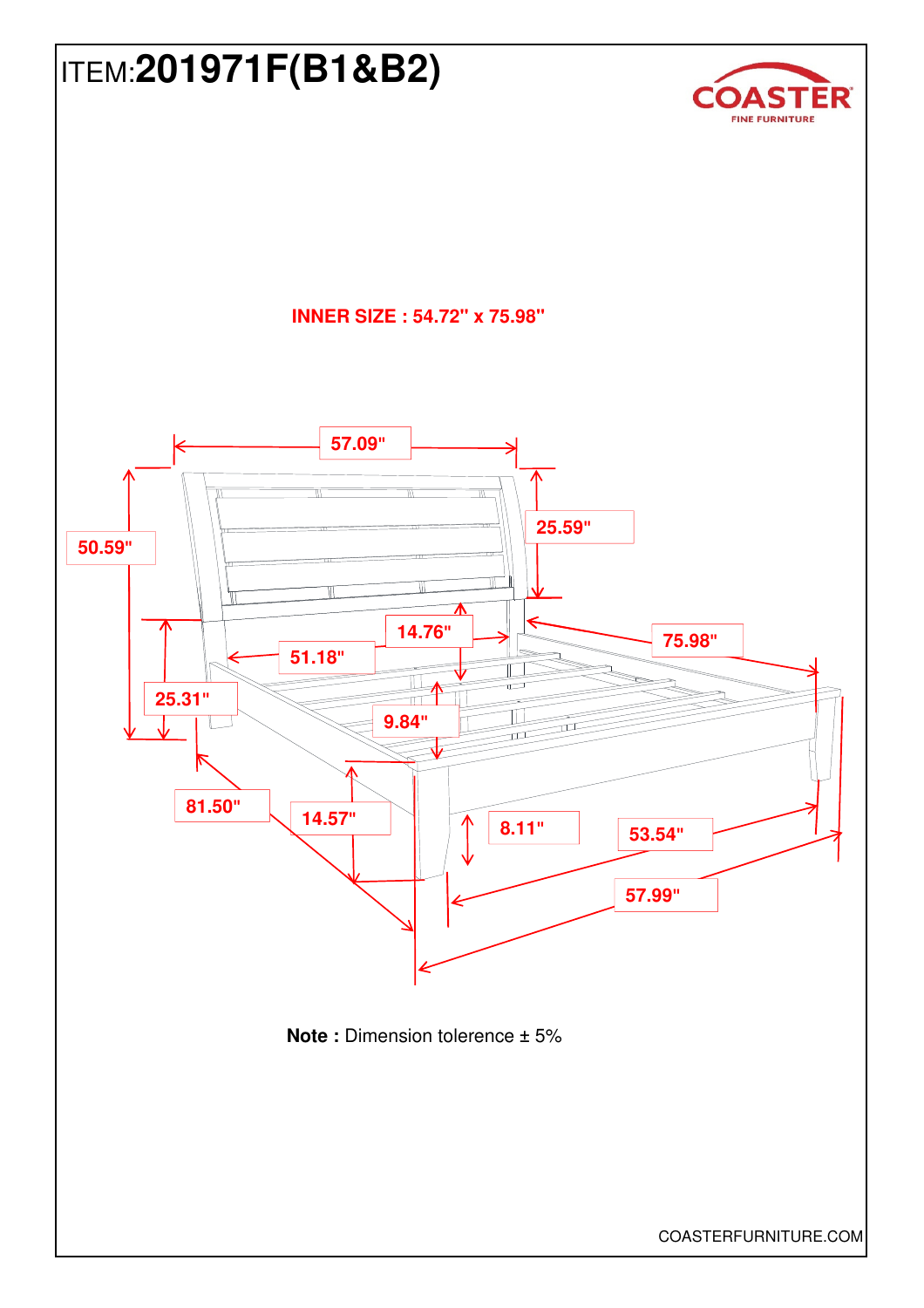# ITEM:201971F(B1&B2)

COASTER
FINE FURNITURE

**INNER SIZE : 54.72" x 75.98"**

57.09"
50.59"
25.59"
14.76"
75.98"
51.18"
25.31"
9.84"
81.50"
14.57"
8.11"
53.54"
57.99"

**Note :** Dimension tolerence ± 5%

COASTERFURNITURE.COM